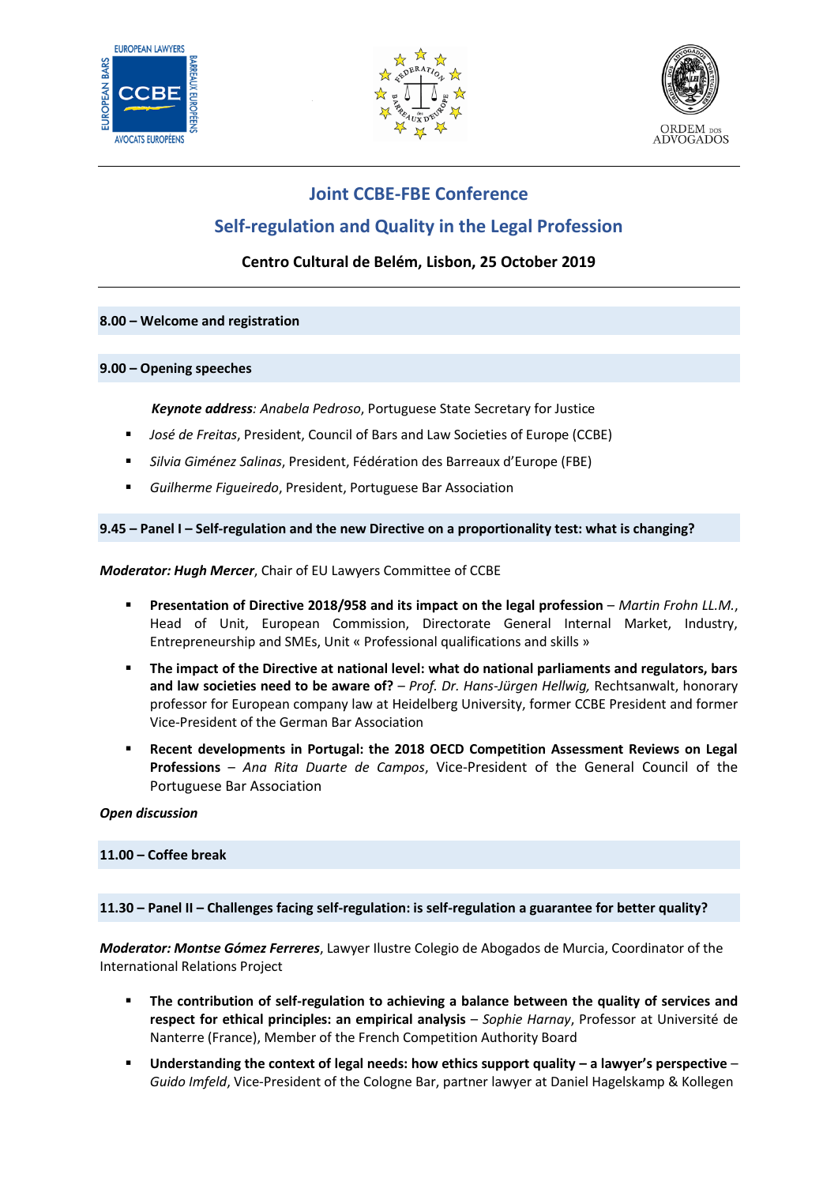# Joint CCBE-FBE Conference

## Self-regulation and Quality in the Legal Profession

**Centro Cultural de Belém, Lisbon, 25 October 2019**

---

**8.00 – Welcome and registration**

**9.00 – Opening speeches**

***Keynote address**: Anabela Pedroso*, Portuguese State Secretary for Justice

- *José de Freitas*, President, Council of Bars and Law Societies of Europe (CCBE)
- *Silvia Giménez Salinas*, President, Fédération des Barreaux d'Europe (FBE)
- *Guilherme Figueiredo*, President, Portuguese Bar Association

**9.45 – Panel I – Self-regulation and the new Directive on a proportionality test: what is changing?**

***Moderator: Hugh Mercer***, Chair of EU Lawyers Committee of CCBE

- **Presentation of Directive 2018/958 and its impact on the legal profession** – *Martin Frohn LL.M.*, Head of Unit, European Commission, Directorate General Internal Market, Industry, Entrepreneurship and SMEs, Unit « Professional qualifications and skills »
- **The impact of the Directive at national level: what do national parliaments and regulators, bars and law societies need to be aware of?** – *Prof. Dr. Hans-Jürgen Hellwig,* Rechtsanwalt, honorary professor for European company law at Heidelberg University, former CCBE President and former Vice-President of the German Bar Association
- **Recent developments in Portugal: the 2018 OECD Competition Assessment Reviews on Legal Professions** – *Ana Rita Duarte de Campos*, Vice-President of the General Council of the Portuguese Bar Association

***Open discussion***

**11.00 – Coffee break**

**11.30 – Panel II – Challenges facing self-regulation: is self-regulation a guarantee for better quality?**

***Moderator: Montse Gómez Ferreres***, Lawyer Ilustre Colegio de Abogados de Murcia, Coordinator of the International Relations Project

- **The contribution of self-regulation to achieving a balance between the quality of services and respect for ethical principles: an empirical analysis** – *Sophie Harnay*, Professor at Université de Nanterre (France), Member of the French Competition Authority Board
- **Understanding the context of legal needs: how ethics support quality – a lawyer's perspective** – *Guido Imfeld*, Vice-President of the Cologne Bar, partner lawyer at Daniel Hagelskamp & Kollegen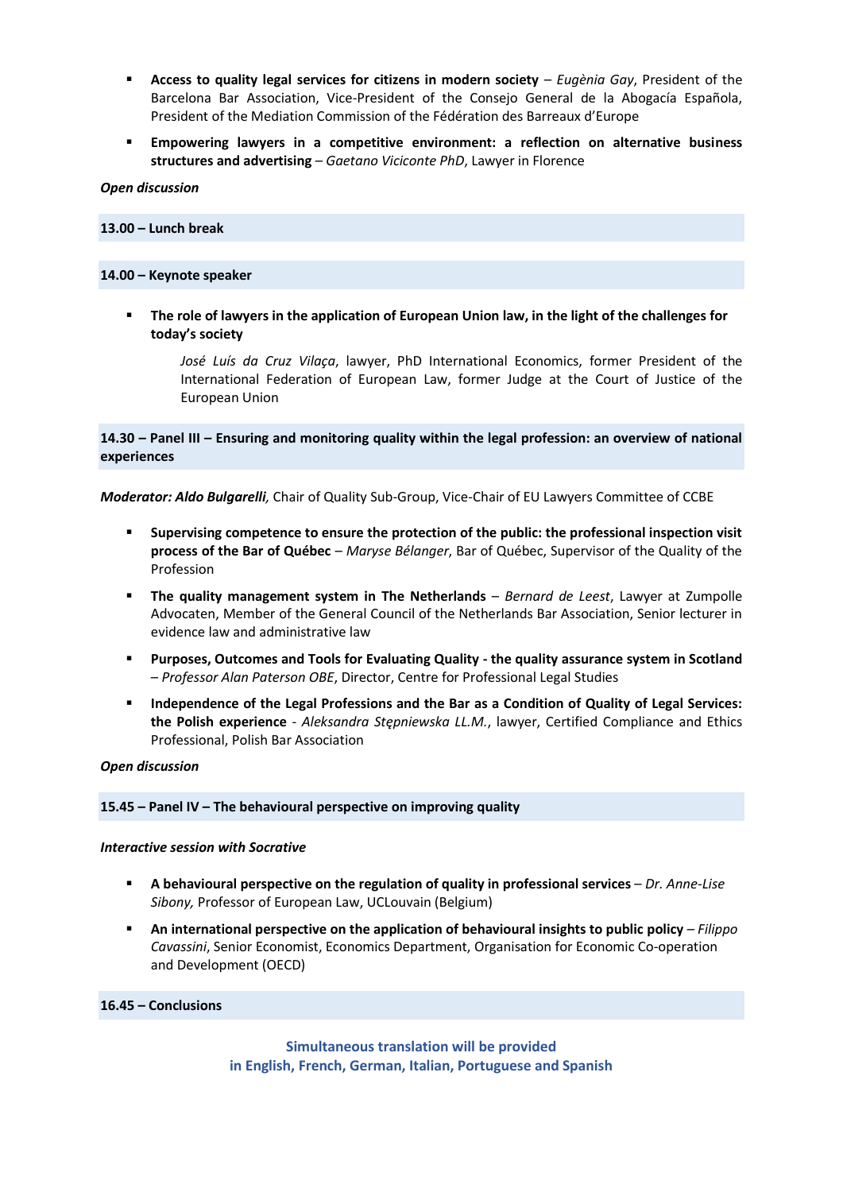- **Access to quality legal services for citizens in modern society** – *Eugènia Gay*, President of the Barcelona Bar Association, Vice-President of the Consejo General de la Abogacía Española, President of the Mediation Commission of the Fédération des Barreaux d'Europe
- **Empowering lawyers in a competitive environment: a reflection on alternative business structures and advertising** – *Gaetano Viciconte PhD*, Lawyer in Florence

***Open discussion***

**13.00 – Lunch break**

**14.00 – Keynote speaker**

- **The role of lawyers in the application of European Union law, in the light of the challenges for today's society**

  *José Luís da Cruz Vilaça*, lawyer, PhD International Economics, former President of the International Federation of European Law, former Judge at the Court of Justice of the European Union

**14.30 – Panel III – Ensuring and monitoring quality within the legal profession: an overview of national experiences**

***Moderator: Aldo Bulgarelli***, Chair of Quality Sub-Group, Vice-Chair of EU Lawyers Committee of CCBE

- **Supervising competence to ensure the protection of the public: the professional inspection visit process of the Bar of Québec** – *Maryse Bélanger*, Bar of Québec, Supervisor of the Quality of the Profession
- **The quality management system in The Netherlands** – *Bernard de Leest*, Lawyer at Zumpolle Advocaten, Member of the General Council of the Netherlands Bar Association, Senior lecturer in evidence law and administrative law
- **Purposes, Outcomes and Tools for Evaluating Quality - the quality assurance system in Scotland** – *Professor Alan Paterson OBE*, Director, Centre for Professional Legal Studies
- **Independence of the Legal Professions and the Bar as a Condition of Quality of Legal Services: the Polish experience** - *Aleksandra Stępniewska LL.M.*, lawyer, Certified Compliance and Ethics Professional, Polish Bar Association

***Open discussion***

**15.45 – Panel IV – The behavioural perspective on improving quality**

***Interactive session with Socrative***

- **A behavioural perspective on the regulation of quality in professional services** – *Dr. Anne-Lise Sibony,* Professor of European Law, UCLouvain (Belgium)
- **An international perspective on the application of behavioural insights to public policy** – *Filippo Cavassini*, Senior Economist, Economics Department, Organisation for Economic Co-operation and Development (OECD)

**16.45 – Conclusions**

**Simultaneous translation will be provided in English, French, German, Italian, Portuguese and Spanish**